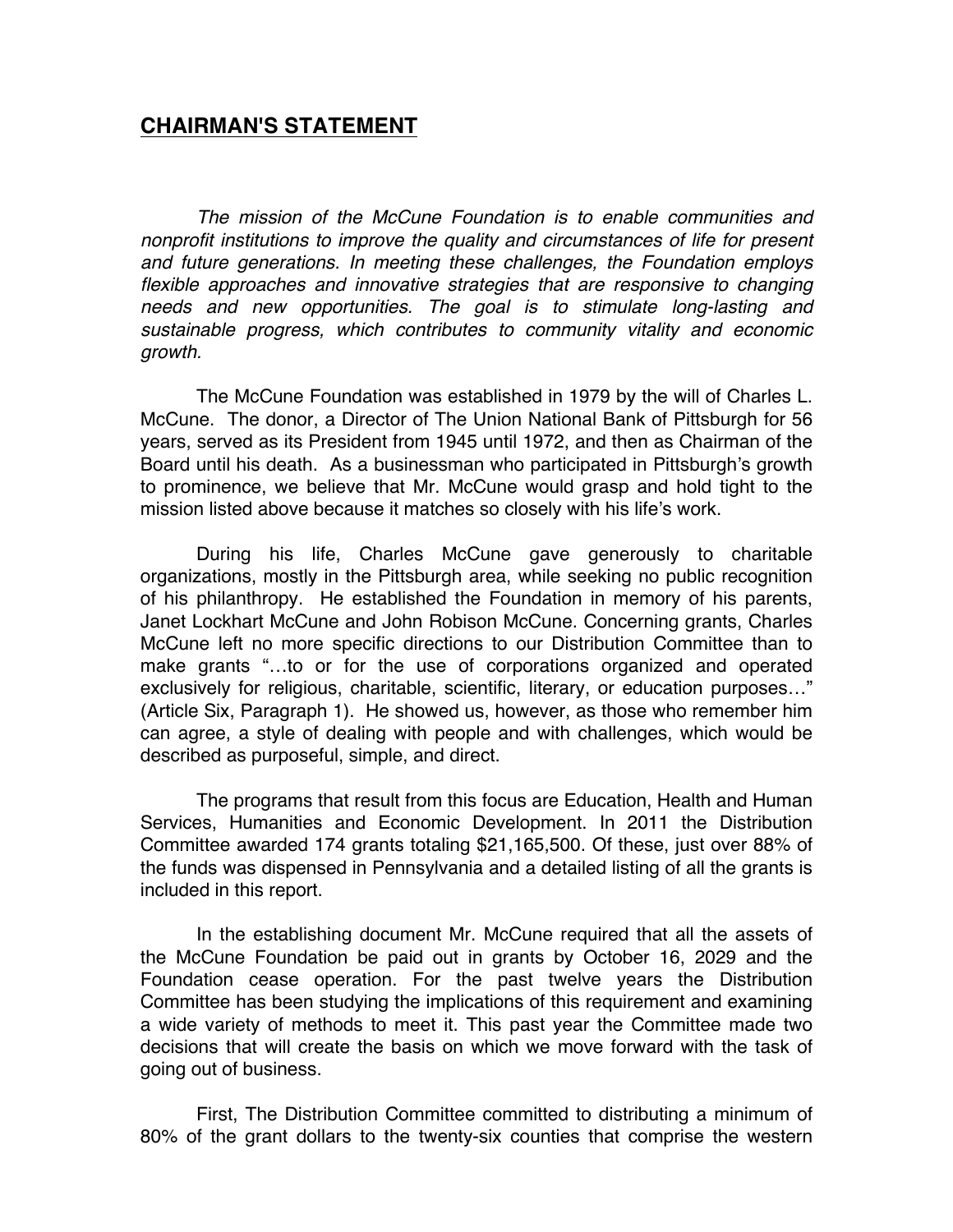## **CHAIRMAN'S STATEMENT**

*The mission of the McCune Foundation is to enable communities and nonprofit institutions to improve the quality and circumstances of life for present and future generations. In meeting these challenges, the Foundation employs flexible approaches and innovative strategies that are responsive to changing needs and new opportunities. The goal is to stimulate long-lasting and sustainable progress, which contributes to community vitality and economic growth.*

The McCune Foundation was established in 1979 by the will of Charles L. McCune. The donor, a Director of The Union National Bank of Pittsburgh for 56 years, served as its President from 1945 until 1972, and then as Chairman of the Board until his death. As a businessman who participated in Pittsburgh's growth to prominence, we believe that Mr. McCune would grasp and hold tight to the mission listed above because it matches so closely with his life's work.

During his life, Charles McCune gave generously to charitable organizations, mostly in the Pittsburgh area, while seeking no public recognition of his philanthropy. He established the Foundation in memory of his parents, Janet Lockhart McCune and John Robison McCune. Concerning grants, Charles McCune left no more specific directions to our Distribution Committee than to make grants "…to or for the use of corporations organized and operated exclusively for religious, charitable, scientific, literary, or education purposes…" (Article Six, Paragraph 1). He showed us, however, as those who remember him can agree, a style of dealing with people and with challenges, which would be described as purposeful, simple, and direct.

The programs that result from this focus are Education, Health and Human Services, Humanities and Economic Development. In 2011 the Distribution Committee awarded 174 grants totaling $21,165,500. Of these, just over 88% of the funds was dispensed in Pennsylvania and a detailed listing of all the grants is included in this report.

In the establishing document Mr. McCune required that all the assets of the McCune Foundation be paid out in grants by October 16, 2029 and the Foundation cease operation. For the past twelve years the Distribution Committee has been studying the implications of this requirement and examining a wide variety of methods to meet it. This past year the Committee made two decisions that will create the basis on which we move forward with the task of going out of business.

First, The Distribution Committee committed to distributing a minimum of 80% of the grant dollars to the twenty-six counties that comprise the western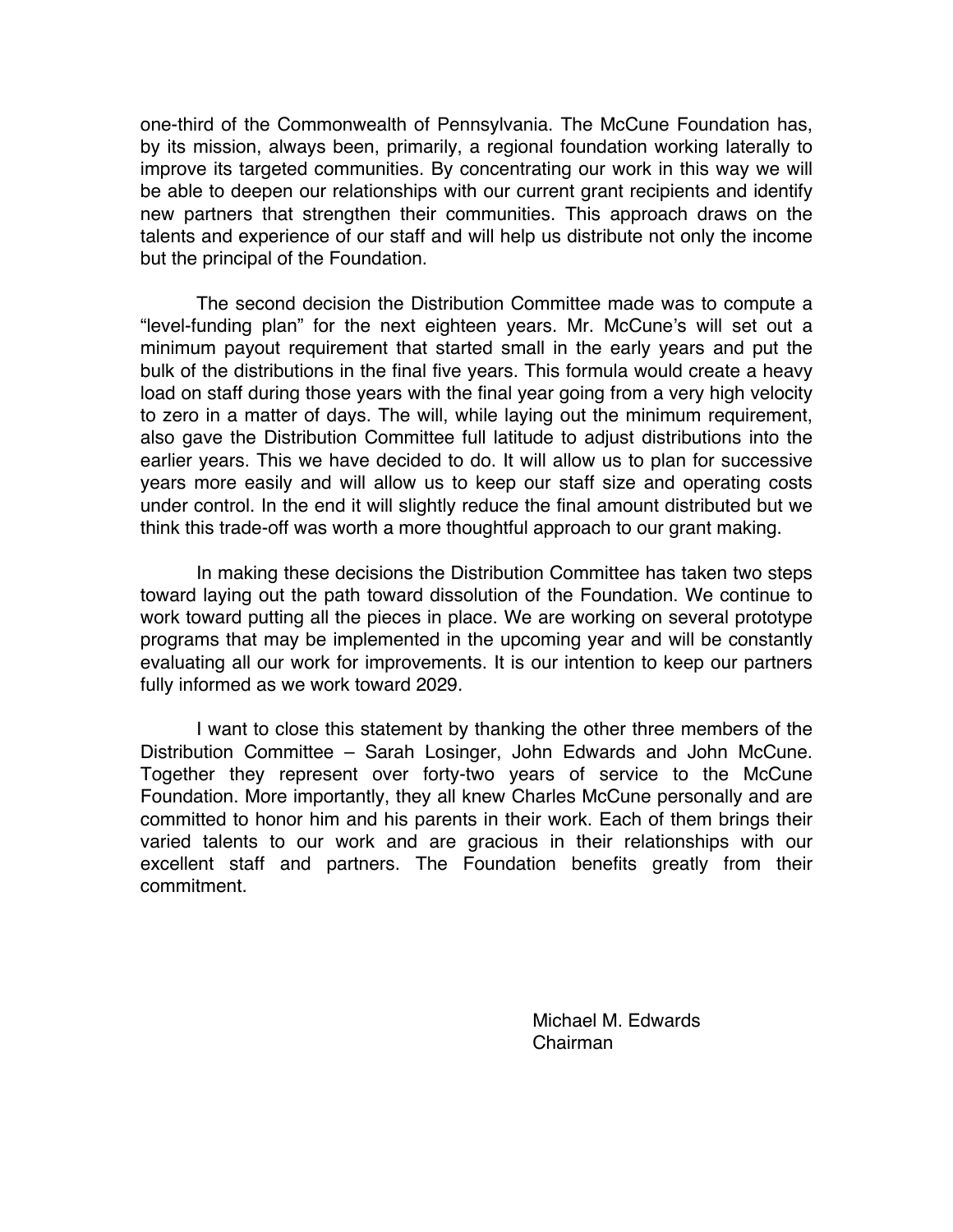one-third of the Commonwealth of Pennsylvania. The McCune Foundation has, by its mission, always been, primarily, a regional foundation working laterally to improve its targeted communities. By concentrating our work in this way we will be able to deepen our relationships with our current grant recipients and identify new partners that strengthen their communities. This approach draws on the talents and experience of our staff and will help us distribute not only the income but the principal of the Foundation.

The second decision the Distribution Committee made was to compute a "level-funding plan" for the next eighteen years. Mr. McCune's will set out a minimum payout requirement that started small in the early years and put the bulk of the distributions in the final five years. This formula would create a heavy load on staff during those years with the final year going from a very high velocity to zero in a matter of days. The will, while laying out the minimum requirement, also gave the Distribution Committee full latitude to adjust distributions into the earlier years. This we have decided to do. It will allow us to plan for successive years more easily and will allow us to keep our staff size and operating costs under control. In the end it will slightly reduce the final amount distributed but we think this trade-off was worth a more thoughtful approach to our grant making.

In making these decisions the Distribution Committee has taken two steps toward laying out the path toward dissolution of the Foundation. We continue to work toward putting all the pieces in place. We are working on several prototype programs that may be implemented in the upcoming year and will be constantly evaluating all our work for improvements. It is our intention to keep our partners fully informed as we work toward 2029.

I want to close this statement by thanking the other three members of the Distribution Committee – Sarah Losinger, John Edwards and John McCune. Together they represent over forty-two years of service to the McCune Foundation. More importantly, they all knew Charles McCune personally and are committed to honor him and his parents in their work. Each of them brings their varied talents to our work and are gracious in their relationships with our excellent staff and partners. The Foundation benefits greatly from their commitment.

Michael M. Edwards
Chairman